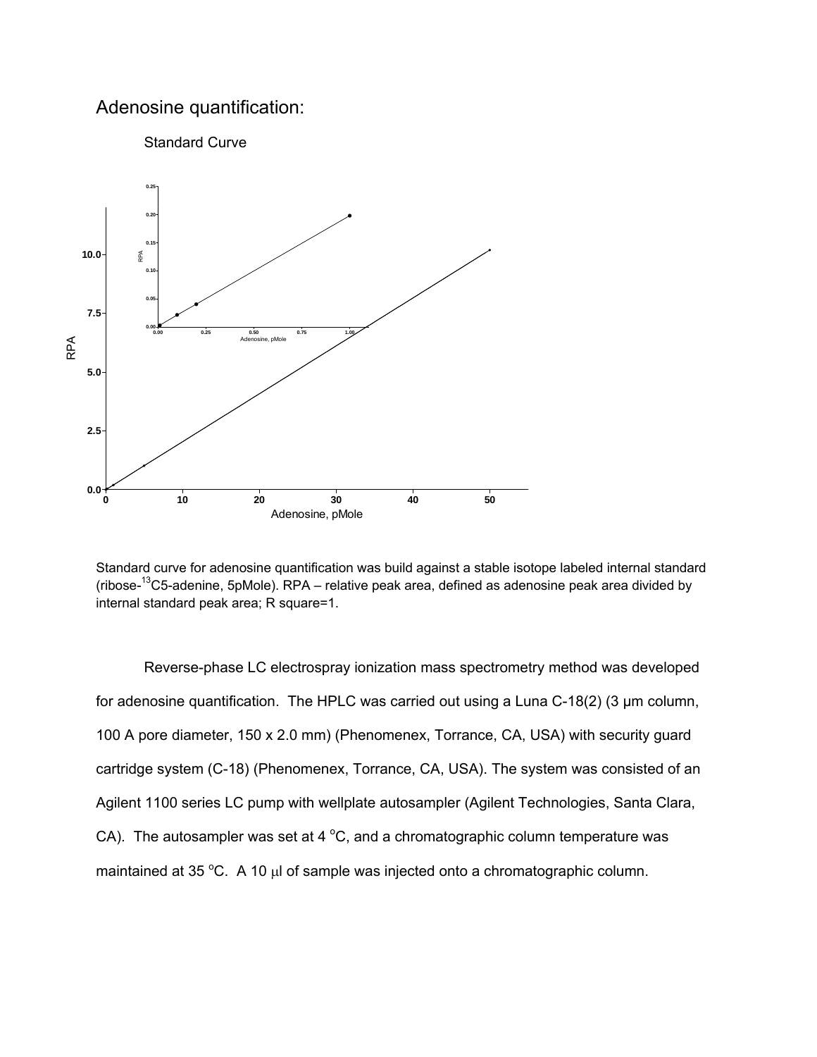## Adenosine quantification:

Standard Curve

Standard curve for adenosine quantification was build against a stable isotope labeled internal standard (ribose-$^{13}$C5-adenine, 5pMole). RPA – relative peak area, defined as adenosine peak area divided by internal standard peak area; R square=1.

Reverse-phase LC electrospray ionization mass spectrometry method was developed for adenosine quantification. The HPLC was carried out using a Luna C-18(2) (3 μm column, 100 A pore diameter, 150 x 2.0 mm) (Phenomenex, Torrance, CA, USA) with security guard cartridge system (C-18) (Phenomenex, Torrance, CA, USA). The system was consisted of an Agilent 1100 series LC pump with wellplate autosampler (Agilent Technologies, Santa Clara, CA). The autosampler was set at 4 °C, and a chromatographic column temperature was maintained at 35 °C. A 10 μl of sample was injected onto a chromatographic column.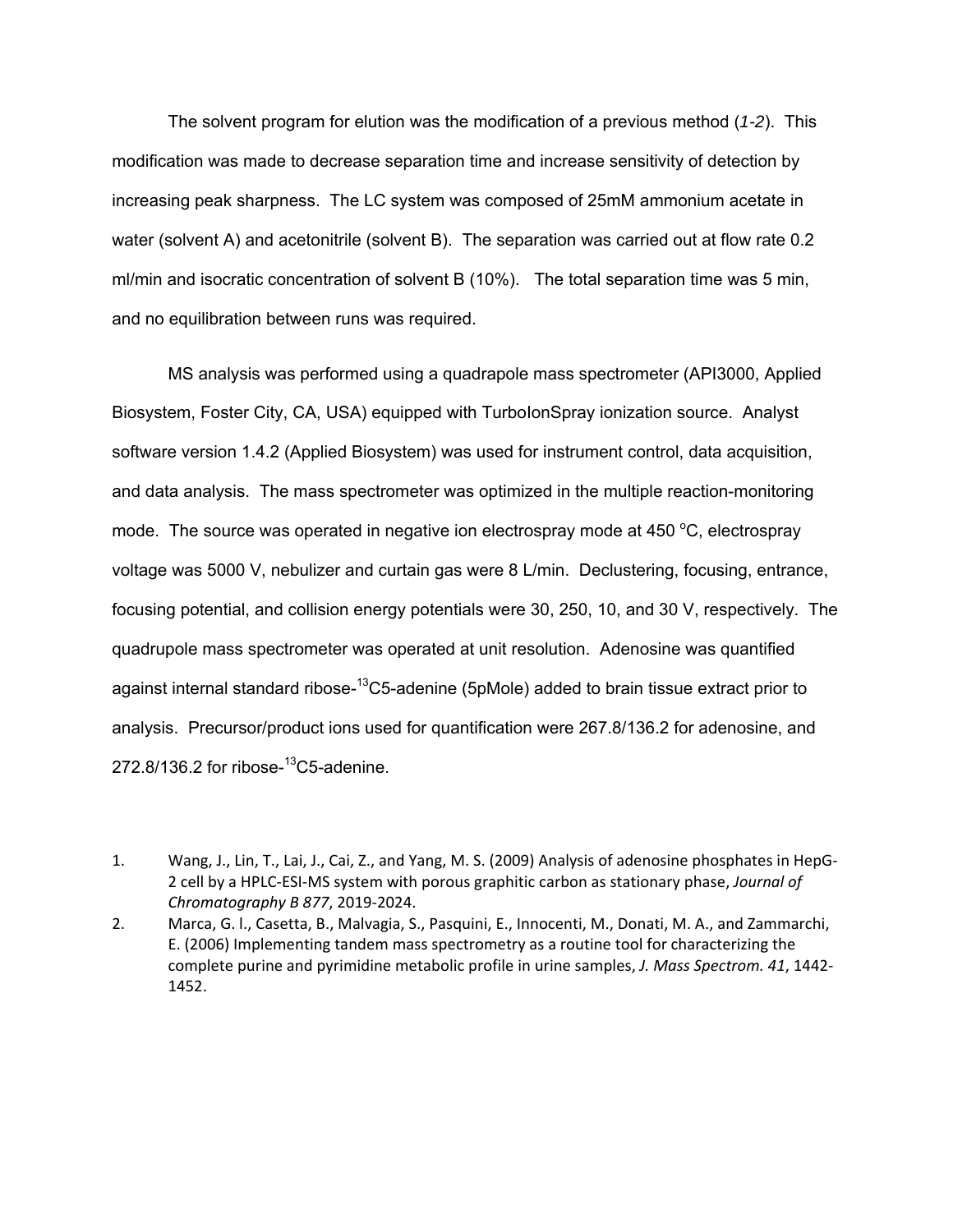The solvent program for elution was the modification of a previous method (*1-2*). This modification was made to decrease separation time and increase sensitivity of detection by increasing peak sharpness. The LC system was composed of 25mM ammonium acetate in water (solvent A) and acetonitrile (solvent B). The separation was carried out at flow rate 0.2 ml/min and isocratic concentration of solvent B (10%). The total separation time was 5 min, and no equilibration between runs was required.

MS analysis was performed using a quadrapole mass spectrometer (API3000, Applied Biosystem, Foster City, CA, USA) equipped with TurboIonSpray ionization source. Analyst software version 1.4.2 (Applied Biosystem) was used for instrument control, data acquisition, and data analysis. The mass spectrometer was optimized in the multiple reaction-monitoring mode. The source was operated in negative ion electrospray mode at 450 $^{o}$C, electrospray voltage was 5000 V, nebulizer and curtain gas were 8 L/min. Declustering, focusing, entrance, focusing potential, and collision energy potentials were 30, 250, 10, and 30 V, respectively. The quadrupole mass spectrometer was operated at unit resolution. Adenosine was quantified against internal standard ribose-$^{13}$C5-adenine (5pMole) added to brain tissue extract prior to analysis. Precursor/product ions used for quantification were 267.8/136.2 for adenosine, and 272.8/136.2 for ribose-$^{13}$C5-adenine.

1. Wang, J., Lin, T., Lai, J., Cai, Z., and Yang, M. S. (2009) Analysis of adenosine phosphates in HepG-2 cell by a HPLC-ESI-MS system with porous graphitic carbon as stationary phase, *Journal of Chromatography B 877*, 2019-2024.
2. Marca, G. l., Casetta, B., Malvagia, S., Pasquini, E., Innocenti, M., Donati, M. A., and Zammarchi, E. (2006) Implementing tandem mass spectrometry as a routine tool for characterizing the complete purine and pyrimidine metabolic profile in urine samples, *J. Mass Spectrom. 41*, 1442-1452.